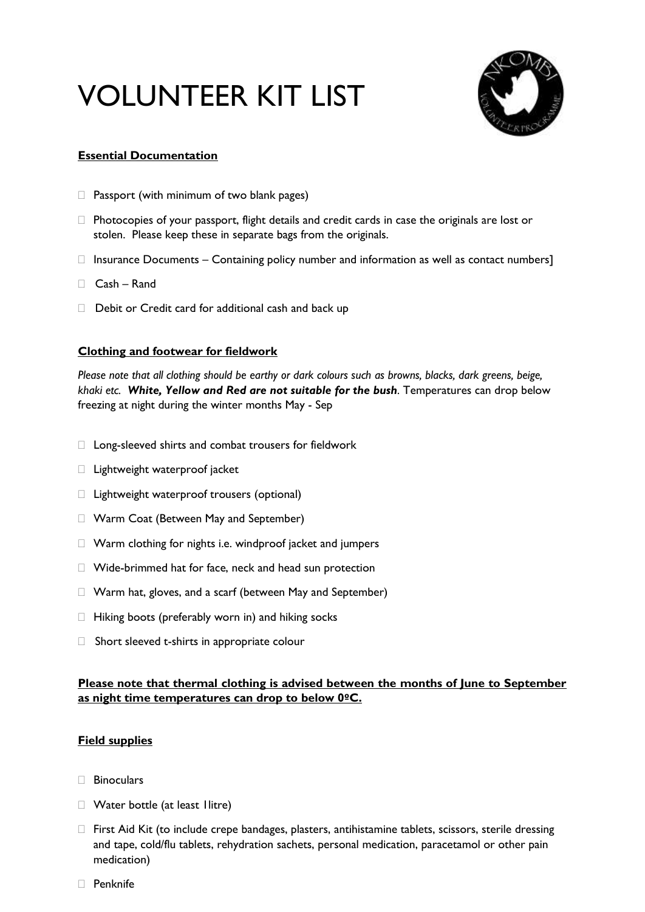# VOLUNTEER KIT LIST

## Essential Documentation

- Passport (with minimum of two blank pages)
- Photocopies of your passport, flight details and credit cards in case the originals are lost or stolen. Please keep these in separate bags from the originals.
- Insurance Documents – Containing policy number and information as well as contact numbers]
- Cash – Rand
- Debit or Credit card for additional cash and back up

## Clothing and footwear for fieldwork

*Please note that all clothing should be earthy or dark colours such as browns, blacks, dark greens, beige, khaki etc.* ***White, Yellow and Red are not suitable for the bush***. Temperatures can drop below freezing at night during the winter months May - Sep

- Long-sleeved shirts and combat trousers for fieldwork
- Lightweight waterproof jacket
- Lightweight waterproof trousers (optional)
- Warm Coat (Between May and September)
- Warm clothing for nights i.e. windproof jacket and jumpers
- Wide-brimmed hat for face, neck and head sun protection
- Warm hat, gloves, and a scarf (between May and September)
- Hiking boots (preferably worn in) and hiking socks
- Short sleeved t-shirts in appropriate colour

**Please note that thermal clothing is advised between the months of June to September as night time temperatures can drop to below 0ºC.**

## Field supplies

- Binoculars
- Water bottle (at least 1litre)
- First Aid Kit (to include crepe bandages, plasters, antihistamine tablets, scissors, sterile dressing and tape, cold/flu tablets, rehydration sachets, personal medication, paracetamol or other pain medication)
- Penknife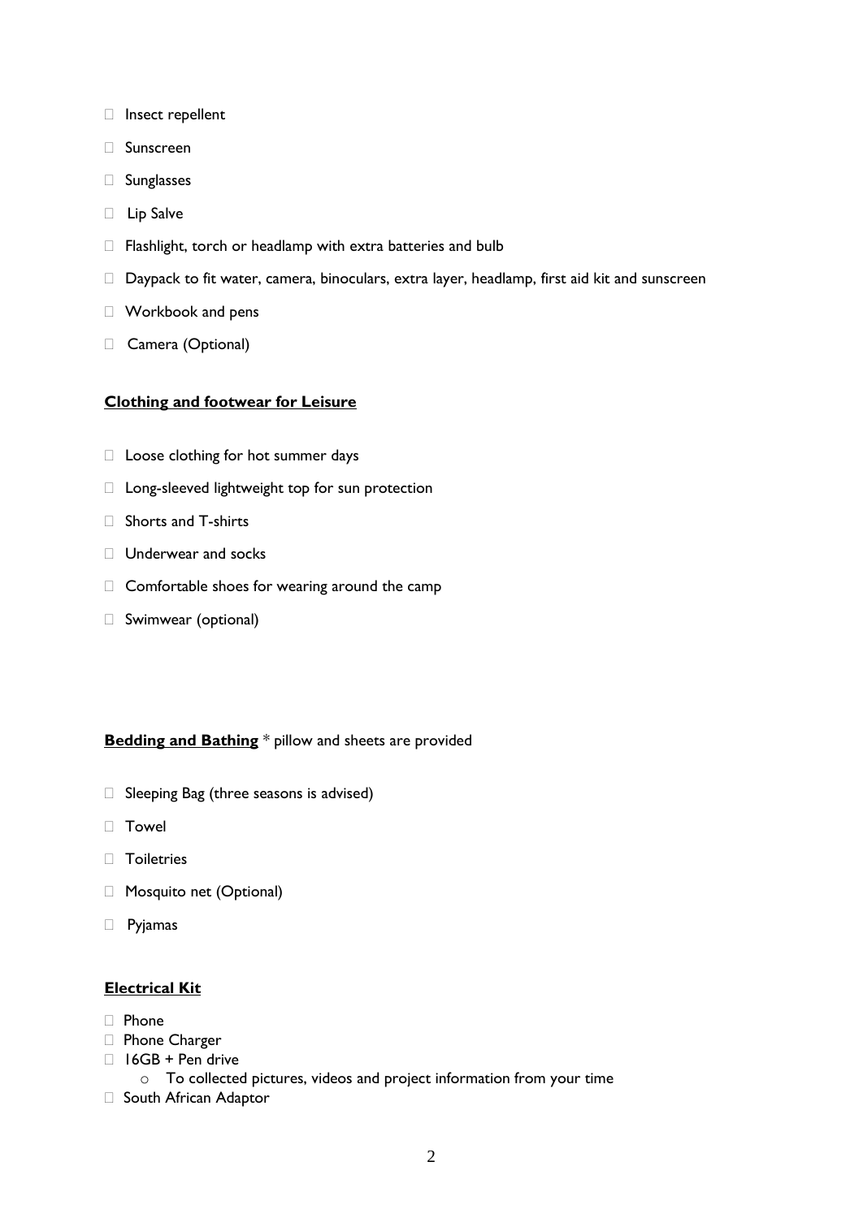- Insect repellent
- Sunscreen
- Sunglasses
- Lip Salve
- Flashlight, torch or headlamp with extra batteries and bulb
- Daypack to fit water, camera, binoculars, extra layer, headlamp, first aid kit and sunscreen
- Workbook and pens
- Camera (Optional)

**Clothing and footwear for Leisure**

- Loose clothing for hot summer days
- Long-sleeved lightweight top for sun protection
- Shorts and T-shirts
- Underwear and socks
- Comfortable shoes for wearing around the camp
- Swimwear (optional)

**Bedding and Bathing** * pillow and sheets are provided

- Sleeping Bag (three seasons is advised)
- Towel
- Toiletries
- Mosquito net (Optional)
- Pyjamas

**Electrical Kit**

- Phone
- Phone Charger
- 16GB + Pen drive
  - To collected pictures, videos and project information from your time
- South African Adaptor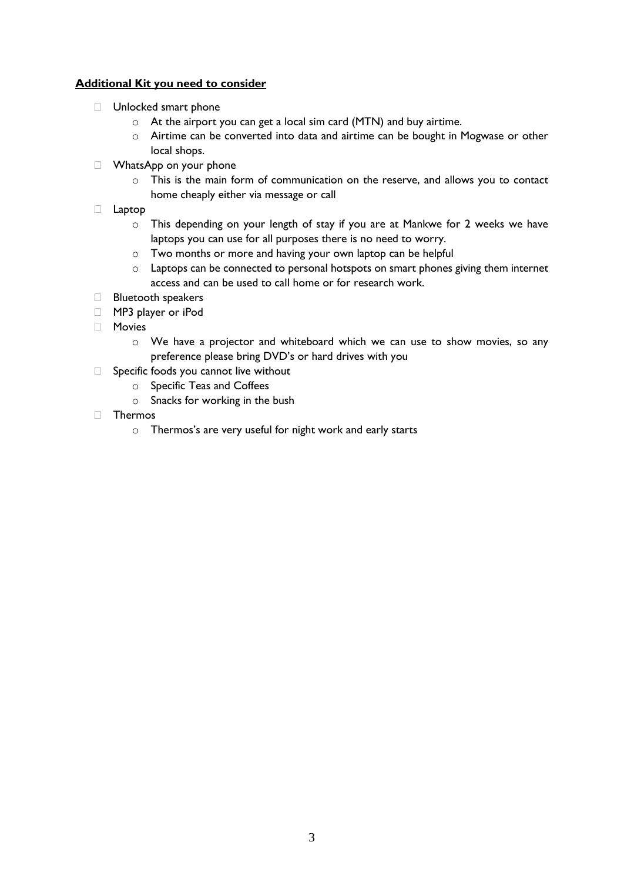**Additional Kit you need to consider**

- Unlocked smart phone
    - At the airport you can get a local sim card (MTN) and buy airtime.
    - Airtime can be converted into data and airtime can be bought in Mogwase or other local shops.
- WhatsApp on your phone
    - This is the main form of communication on the reserve, and allows you to contact home cheaply either via message or call
- Laptop
    - This depending on your length of stay if you are at Mankwe for 2 weeks we have laptops you can use for all purposes there is no need to worry.
    - Two months or more and having your own laptop can be helpful
    - Laptops can be connected to personal hotspots on smart phones giving them internet access and can be used to call home or for research work.
- Bluetooth speakers
- MP3 player or iPod
- Movies
    - We have a projector and whiteboard which we can use to show movies, so any preference please bring DVD's or hard drives with you
- Specific foods you cannot live without
    - Specific Teas and Coffees
    - Snacks for working in the bush
- Thermos
    - Thermos's are very useful for night work and early starts